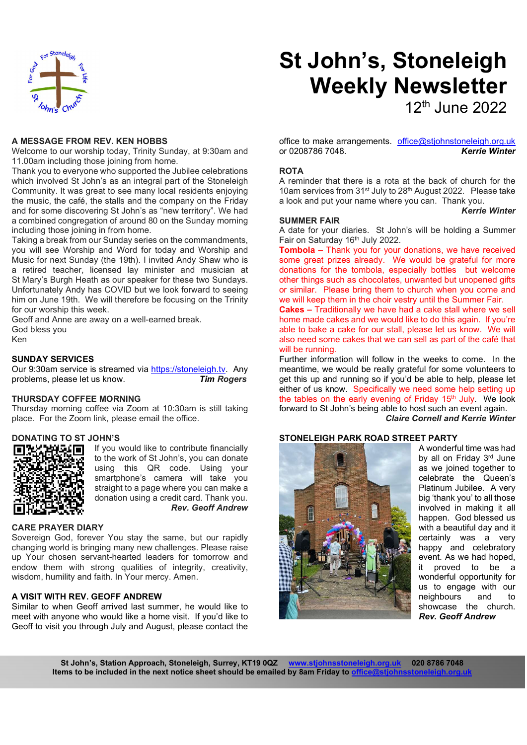# St John's, Stoneleigh Weekly Newsletter

12th June 2022

## A MESSAGE FROM REV. KEN HOBBS

Welcome to our worship today, Trinity Sunday, at 9:30am and 11.00am including those joining from home.

Thank you to everyone who supported the Jubilee celebrations which involved St John's as an integral part of the Stoneleigh Community. It was great to see many local residents enjoying the music, the café, the stalls and the company on the Friday and for some discovering St John's as "new territory". We had a combined congregation of around 80 on the Sunday morning including those joining in from home.

Taking a break from our Sunday series on the commandments, you will see Worship and Word for today and Worship and Music for next Sunday (the 19th). I invited Andy Shaw who is a retired teacher, licensed lay minister and musician at St Mary's Burgh Heath as our speaker for these two Sundays. Unfortunately Andy has COVID but we look forward to seeing him on June 19th. We will therefore be focusing on the Trinity for our worship this week.

Geoff and Anne are away on a well-earned break.

God bless you

Ken

## SUNDAY SERVICES

Our 9:30am service is streamed via https://stoneleigh.tv. Any problems, please let us know.

***Tim Rogers***

## THURSDAY COFFEE MORNING

Thursday morning coffee via Zoom at 10:30am is still taking place. For the Zoom link, please email the office.

## DONATING TO ST JOHN'S

If you would like to contribute financially to the work of St John's, you can donate using this QR code. Using your smartphone's camera will take you straight to a page where you can make a donation using a credit card. Thank you.

***Rev. Geoff Andrew***

## CARE PRAYER DIARY

Sovereign God, forever You stay the same, but our rapidly changing world is bringing many new challenges. Please raise up Your chosen servant-hearted leaders for tomorrow and endow them with strong qualities of integrity, creativity, wisdom, humility and faith. In Your mercy. Amen.

## A VISIT WITH REV. GEOFF ANDREW

Similar to when Geoff arrived last summer, he would like to meet with anyone who would like a home visit. If you'd like to Geoff to visit you through July and August, please contact the office to make arrangements. office@stjohnstoneleigh.org.uk or 0208786 7048.

***Kerrie Winter***

## ROTA

A reminder that there is a rota at the back of church for the 10am services from 31st July to 28th August 2022. Please take a look and put your name where you can. Thank you.

***Kerrie Winter***

## SUMMER FAIR

A date for your diaries. St John's will be holding a Summer Fair on Saturday 16th July 2022.

**Tombola** – Thank you for your donations, we have received some great prizes already. We would be grateful for more donations for the tombola, especially bottles but welcome other things such as chocolates, unwanted but unopened gifts or similar. Please bring them to church when you come and we will keep them in the choir vestry until the Summer Fair.

**Cakes –** Traditionally we have had a cake stall where we sell home made cakes and we would like to do this again. If you're able to bake a cake for our stall, please let us know. We will also need some cakes that we can sell as part of the café that will be running.

Further information will follow in the weeks to come. In the meantime, we would be really grateful for some volunteers to get this up and running so if you'd be able to help, please let either of us know. Specifically we need some help setting up the tables on the early evening of Friday 15th July. We look forward to St John's being able to host such an event again.

***Claire Cornell and Kerrie Winter***

## STONELEIGH PARK ROAD STREET PARTY

A wonderful time was had by all on Friday 3rd June as we joined together to celebrate the Queen's Platinum Jubilee. A very big 'thank you' to all those involved in making it all happen. God blessed us with a beautiful day and it certainly was a very happy and celebratory event. As we had hoped, it proved to be a wonderful opportunity for us to engage with our neighbours and to showcase the church.

***Rev. Geoff Andrew***

**St John's, Station Approach, Stoneleigh, Surrey, KT19 0QZ www.stjohnsstoneleigh.org.uk 020 8786 7048**
**Items to be included in the next notice sheet should be emailed by 8am Friday to office@stjohnsstoneleigh.org.uk**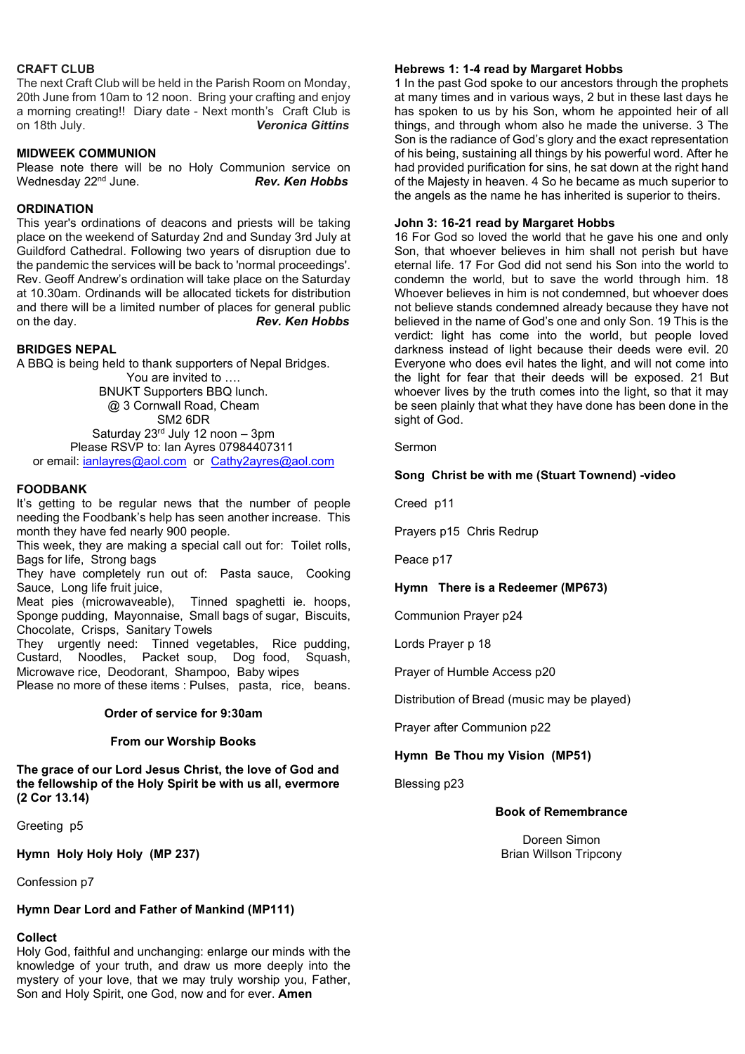## CRAFT CLUB

The next Craft Club will be held in the Parish Room on Monday, 20th June from 10am to 12 noon. Bring your crafting and enjoy a morning creating!! Diary date - Next month's Craft Club is on 18th July. ***Veronica Gittins***

## MIDWEEK COMMUNION

Please note there will be no Holy Communion service on Wednesday 22nd June. ***Rev. Ken Hobbs***

## ORDINATION

This year's ordinations of deacons and priests will be taking place on the weekend of Saturday 2nd and Sunday 3rd July at Guildford Cathedral. Following two years of disruption due to the pandemic the services will be back to 'normal proceedings'. Rev. Geoff Andrew's ordination will take place on the Saturday at 10.30am. Ordinands will be allocated tickets for distribution and there will be a limited number of places for general public on the day. ***Rev. Ken Hobbs***

## BRIDGES NEPAL

A BBQ is being held to thank supporters of Nepal Bridges.

You are invited to ….
BNUKT Supporters BBQ lunch.
@ 3 Cornwall Road, Cheam
SM2 6DR
Saturday 23rd July 12 noon – 3pm
Please RSVP to: Ian Ayres 07984407311
or email: ianlayres@aol.com or Cathy2ayres@aol.com

## FOODBANK

It's getting to be regular news that the number of people needing the Foodbank's help has seen another increase. This month they have fed nearly 900 people.

This week, they are making a special call out for: Toilet rolls, Bags for life, Strong bags

They have completely run out of: Pasta sauce, Cooking Sauce, Long life fruit juice,
Meat pies (microwaveable), Tinned spaghetti ie. hoops, Sponge pudding, Mayonnaise, Small bags of sugar, Biscuits, Chocolate, Crisps, Sanitary Towels

They urgently need: Tinned vegetables, Rice pudding, Custard, Noodles, Packet soup, Dog food, Squash, Microwave rice, Deodorant, Shampoo, Baby wipes

Please no more of these items : Pulses, pasta, rice, beans.

**Order of service for 9:30am**

**From our Worship Books**

**The grace of our Lord Jesus Christ, the love of God and the fellowship of the Holy Spirit be with us all, evermore (2 Cor 13.14)**

Greeting p5

**Hymn Holy Holy Holy (MP 237)**

Confession p7

**Hymn Dear Lord and Father of Mankind (MP111)**

**Collect**

Holy God, faithful and unchanging: enlarge our minds with the knowledge of your truth, and draw us more deeply into the mystery of your love, that we may truly worship you, Father, Son and Holy Spirit, one God, now and for ever. **Amen**

**Hebrews 1: 1-4 read by Margaret Hobbs**

1 In the past God spoke to our ancestors through the prophets at many times and in various ways, 2 but in these last days he has spoken to us by his Son, whom he appointed heir of all things, and through whom also he made the universe. 3 The Son is the radiance of God's glory and the exact representation of his being, sustaining all things by his powerful word. After he had provided purification for sins, he sat down at the right hand of the Majesty in heaven. 4 So he became as much superior to the angels as the name he has inherited is superior to theirs.

**John 3: 16-21 read by Margaret Hobbs**

16 For God so loved the world that he gave his one and only Son, that whoever believes in him shall not perish but have eternal life. 17 For God did not send his Son into the world to condemn the world, but to save the world through him. 18 Whoever believes in him is not condemned, but whoever does not believe stands condemned already because they have not believed in the name of God's one and only Son. 19 This is the verdict: light has come into the world, but people loved darkness instead of light because their deeds were evil. 20 Everyone who does evil hates the light, and will not come into the light for fear that their deeds will be exposed. 21 But whoever lives by the truth comes into the light, so that it may be seen plainly that what they have done has been done in the sight of God.

Sermon

**Song Christ be with me (Stuart Townend) -video**

Creed p11

Prayers p15 Chris Redrup

Peace p17

**Hymn There is a Redeemer (MP673)**

Communion Prayer p24

Lords Prayer p 18

Prayer of Humble Access p20

Distribution of Bread (music may be played)

Prayer after Communion p22

**Hymn Be Thou my Vision (MP51)**

Blessing p23

**Book of Remembrance**

Doreen Simon
Brian Willson Tripcony